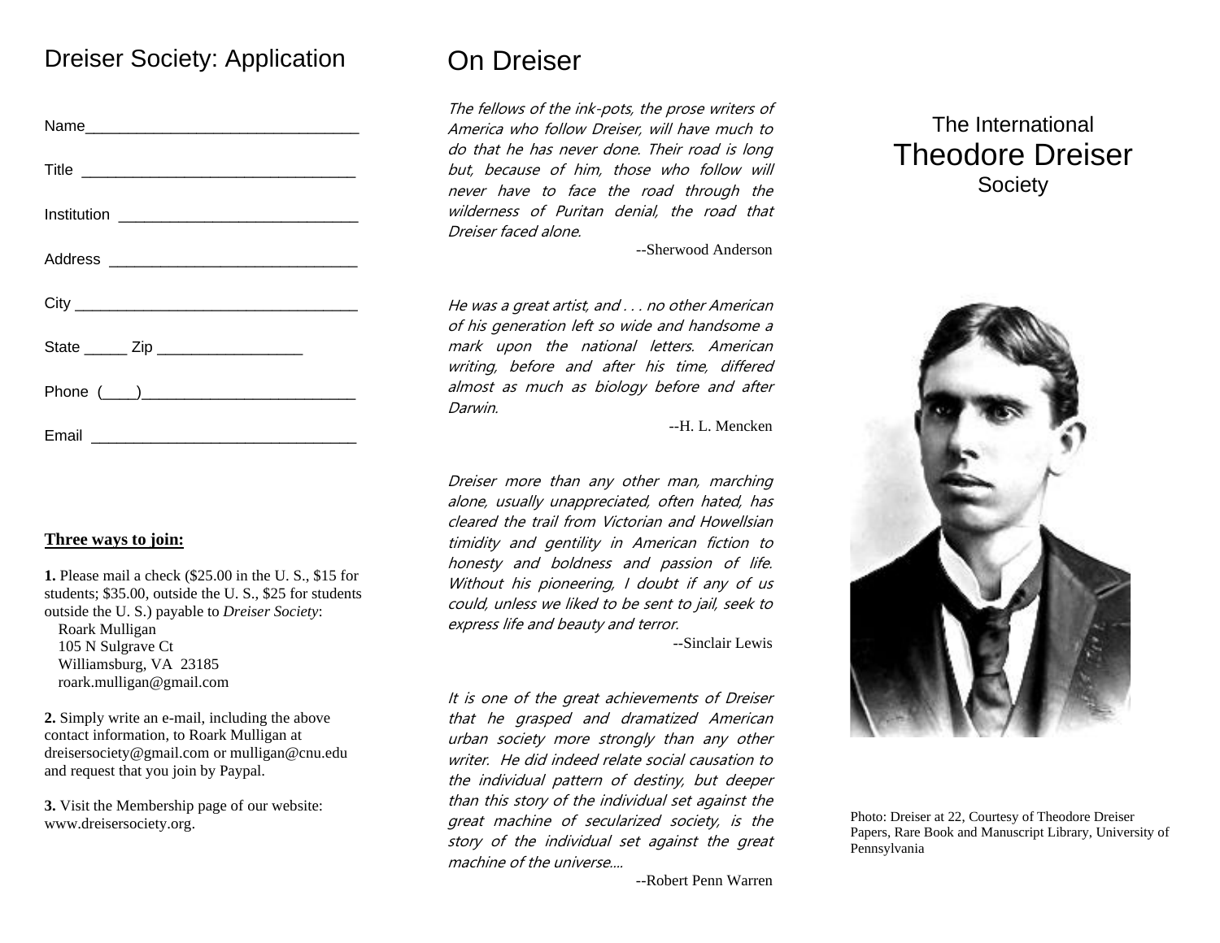## Dreiser Society: Application

Name_________________________________

Title _________________________________

Institution _____________________________

Address ______________________________

City __________________________________

State _____ Zip _________________

Phone (____)__________________________

Email ________________________________

**Three ways to join:**

**1.** Please mail a check ($25.00 in the U. S., $15 for students; $35.00, outside the U. S., $25 for students outside the U. S.) payable to *Dreiser Society*:
Roark Mulligan
105 N Sulgrave Ct
Williamsburg, VA 23185
roark.mulligan@gmail.com

**2.** Simply write an e-mail, including the above contact information, to Roark Mulligan at dreisersociety@gmail.com or mulligan@cnu.edu and request that you join by Paypal.

**3.** Visit the Membership page of our website: www.dreisersociety.org.

## On Dreiser

*The fellows of the ink-pots, the prose writers of America who follow Dreiser, will have much to do that he has never done. Their road is long but, because of him, those who follow will never have to face the road through the wilderness of Puritan denial, the road that Dreiser faced alone.*

--Sherwood Anderson

*He was a great artist, and . . . no other American of his generation left so wide and handsome a mark upon the national letters. American writing, before and after his time, differed almost as much as biology before and after Darwin.*

--H. L. Mencken

*Dreiser more than any other man, marching alone, usually unappreciated, often hated, has cleared the trail from Victorian and Howellsian timidity and gentility in American fiction to honesty and boldness and passion of life. Without his pioneering, I doubt if any of us could, unless we liked to be sent to jail, seek to express life and beauty and terror.*

--Sinclair Lewis

*It is one of the great achievements of Dreiser that he grasped and dramatized American urban society more strongly than any other writer. He did indeed relate social causation to the individual pattern of destiny, but deeper than this story of the individual set against the great machine of secularized society, is the story of the individual set against the great machine of the universe....*

--Robert Penn Warren

# The International Theodore Dreiser Society

Photo: Dreiser at 22, Courtesy of Theodore Dreiser Papers, Rare Book and Manuscript Library, University of Pennsylvania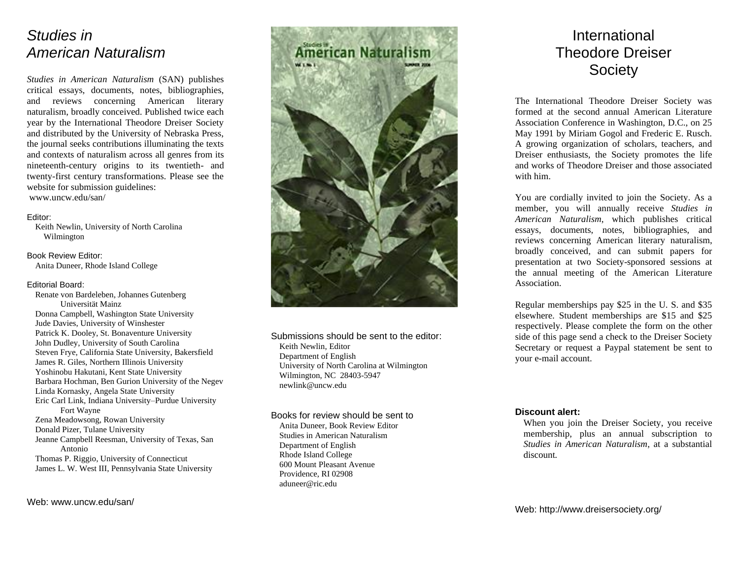# *Studies in American Naturalism*

*Studies in American Naturalism* (SAN) publishes critical essays, documents, notes, bibliographies, and reviews concerning American literary naturalism, broadly conceived. Published twice each year by the International Theodore Dreiser Society and distributed by the University of Nebraska Press, the journal seeks contributions illuminating the texts and contexts of naturalism across all genres from its nineteenth-century origins to its twentieth- and twenty-first century transformations. Please see the website for submission guidelines:
www.uncw.edu/san/

Editor:
Keith Newlin, University of North Carolina Wilmington

Book Review Editor:
Anita Duneer, Rhode Island College

Editorial Board:
Renate von Bardeleben, Johannes Gutenberg Universität Mainz
Donna Campbell, Washington State University
Jude Davies, University of Winshester
Patrick K. Dooley, St. Bonaventure University
John Dudley, University of South Carolina
Steven Frye, California State University, Bakersfield
James R. Giles, Northern Illinois University
Yoshinobu Hakutani, Kent State University
Barbara Hochman, Ben Gurion University of the Negev
Linda Kornasky, Angela State University
Eric Carl Link, Indiana University–Purdue University Fort Wayne
Zena Meadowsong, Rowan University
Donald Pizer, Tulane University
Jeanne Campbell Reesman, University of Texas, San Antonio
Thomas P. Riggio, University of Connecticut
James L. W. West III, Pennsylvania State University

Web: www.uncw.edu/san/

Submissions should be sent to the editor:
Keith Newlin, Editor
Department of English
University of North Carolina at Wilmington
Wilmington, NC 28403-5947
newlink@uncw.edu

Books for review should be sent to
Anita Duneer, Book Review Editor
Studies in American Naturalism
Department of English
Rhode Island College
600 Mount Pleasant Avenue
Providence, RI 02908
aduneer@ric.edu

# International Theodore Dreiser Society

The International Theodore Dreiser Society was formed at the second annual American Literature Association Conference in Washington, D.C., on 25 May 1991 by Miriam Gogol and Frederic E. Rusch. A growing organization of scholars, teachers, and Dreiser enthusiasts, the Society promotes the life and works of Theodore Dreiser and those associated with him.

You are cordially invited to join the Society. As a member, you will annually receive *Studies in American Naturalism*, which publishes critical essays, documents, notes, bibliographies, and reviews concerning American literary naturalism, broadly conceived, and can submit papers for presentation at two Society-sponsored sessions at the annual meeting of the American Literature Association.

Regular memberships pay $25 in the U. S. and $35 elsewhere. Student memberships are $15 and $25 respectively. Please complete the form on the other side of this page send a check to the Dreiser Society Secretary or request a Paypal statement be sent to your e-mail account.

**Discount alert:**
When you join the Dreiser Society, you receive membership, plus an annual subscription to *Studies in American Naturalism*, at a substantial discount.

Web: http://www.dreisersociety.org/